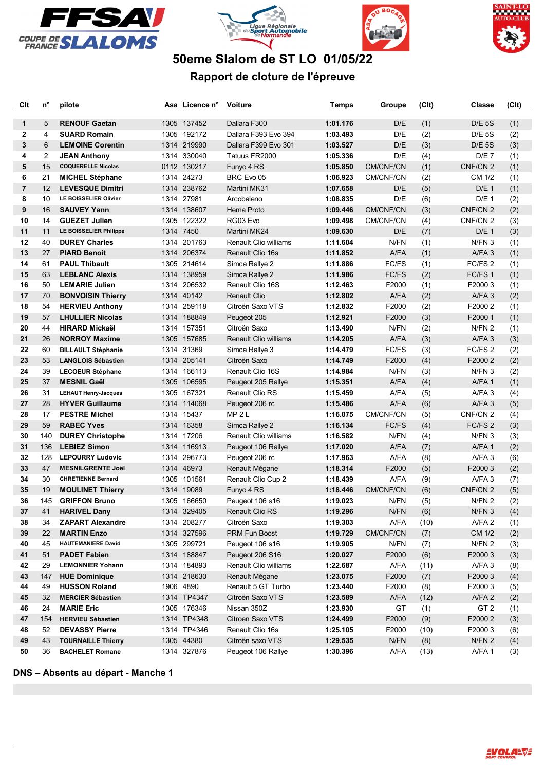# 50eme Slalom de ST LO 01/05/22

## Rapport de cloture de l'épreuve

| Clt | n° | pilote | Asa | Licence n° | Voiture | Temps | Groupe | (Clt) | Classe | (Clt) |
|---|---|---|---|---|---|---|---|---|---|---|
| 1 | 5 | **RENOUF Gaetan** | 1305 | 137452 | Dallara F300 | **1:01.176** | D/E | (1) | D/E 5S | (1) |
| 2 | 4 | **SUARD Romain** | 1305 | 192172 | Dallara F393 Evo 394 | **1:03.493** | D/E | (2) | D/E 5S | (2) |
| 3 | 6 | **LEMOINE Corentin** | 1314 | 219990 | Dallara F399 Evo 301 | **1:03.527** | D/E | (3) | D/E 5S | (3) |
| 4 | 2 | **JEAN Anthony** | 1314 | 330040 | Tatuus FR2000 | **1:05.336** | D/E | (4) | D/E 7 | (1) |
| 5 | 15 | **COQUERELLE Nicolas** | 0112 | 130217 | Funyo 4 RS | **1:05.850** | CM/CNF/CN | (1) | CNF/CN 2 | (1) |
| 6 | 21 | **MICHEL Stéphane** | 1314 | 24273 | BRC Evo 05 | **1:06.923** | CM/CNF/CN | (2) | CM 1/2 | (1) |
| 7 | 12 | **LEVESQUE Dimitri** | 1314 | 238762 | Martini MK31 | **1:07.658** | D/E | (5) | D/E 1 | (1) |
| 8 | 10 | **LE BOISSELIER Olivier** | 1314 | 27981 | Arcobaleno | **1:08.835** | D/E | (6) | D/E 1 | (2) |
| 9 | 16 | **SAUVEY Yann** | 1314 | 138607 | Hema Proto | **1:09.446** | CM/CNF/CN | (3) | CNF/CN 2 | (2) |
| 10 | 14 | **GUEZET Julien** | 1305 | 122322 | RG03 Evo | **1:09.498** | CM/CNF/CN | (4) | CNF/CN 2 | (3) |
| 11 | 11 | **LE BOISSELIER Philippe** | 1314 | 7450 | Martini MK24 | **1:09.630** | D/E | (7) | D/E 1 | (3) |
| 12 | 40 | **DUREY Charles** | 1314 | 201763 | Renault Clio williams | **1:11.604** | N/FN | (1) | N/FN 3 | (1) |
| 13 | 27 | **PIARD Benoit** | 1314 | 206374 | Renault Clio 16s | **1:11.852** | A/FA | (1) | A/FA 3 | (1) |
| 14 | 61 | **PAUL Thibault** | 1305 | 214614 | Simca Rallye 2 | **1:11.886** | FC/FS | (1) | FC/FS 2 | (1) |
| 15 | 63 | **LEBLANC Alexis** | 1314 | 138959 | Simca Rallye 2 | **1:11.986** | FC/FS | (2) | FC/FS 1 | (1) |
| 16 | 50 | **LEMARIE Julien** | 1314 | 206532 | Renault Clio 16S | **1:12.463** | F2000 | (1) | F2000 3 | (1) |
| 17 | 70 | **BONVOISIN Thierry** | 1314 | 40142 | Renault Clio | **1:12.802** | A/FA | (2) | A/FA 3 | (2) |
| 18 | 54 | **HERVIEU Anthony** | 1314 | 259118 | Citroën Saxo VTS | **1:12.832** | F2000 | (2) | F2000 2 | (1) |
| 19 | 57 | **LHULLIER Nicolas** | 1314 | 188849 | Peugeot 205 | **1:12.921** | F2000 | (3) | F2000 1 | (1) |
| 20 | 44 | **HIRARD Mickaël** | 1314 | 157351 | Citroën Saxo | **1:13.490** | N/FN | (2) | N/FN 2 | (1) |
| 21 | 26 | **NORROY Maxime** | 1305 | 157685 | Renault Clio williams | **1:14.205** | A/FA | (3) | A/FA 3 | (3) |
| 22 | 60 | **BILLAULT Stéphanie** | 1314 | 31369 | Simca Rallye 3 | **1:14.479** | FC/FS | (3) | FC/FS 2 | (2) |
| 23 | 53 | **LANGLOIS Sébastien** | 1314 | 205141 | Citroën Saxo | **1:14.749** | F2000 | (4) | F2000 2 | (2) |
| 24 | 39 | **LECOEUR Stéphane** | 1314 | 166113 | Renault Clio 16S | **1:14.984** | N/FN | (3) | N/FN 3 | (2) |
| 25 | 37 | **MESNIL Gaël** | 1305 | 106595 | Peugeot 205 Rallye | **1:15.351** | A/FA | (4) | A/FA 1 | (1) |
| 26 | 31 | **LEHAUT Henry-Jacques** | 1305 | 167321 | Renault Clio RS | **1:15.459** | A/FA | (5) | A/FA 3 | (4) |
| 27 | 28 | **HYVER Guillaume** | 1314 | 114068 | Peugeot 206 rc | **1:15.486** | A/FA | (6) | A/FA 3 | (5) |
| 28 | 17 | **PESTRE Michel** | 1314 | 15437 | MP 2 L | **1:16.075** | CM/CNF/CN | (5) | CNF/CN 2 | (4) |
| 29 | 59 | **RABEC Yves** | 1314 | 16358 | Simca Rallye 2 | **1:16.134** | FC/FS | (4) | FC/FS 2 | (3) |
| 30 | 140 | **DUREY Christophe** | 1314 | 17206 | Renault Clio williams | **1:16.582** | N/FN | (4) | N/FN 3 | (3) |
| 31 | 136 | **LEBIEZ Simon** | 1314 | 116913 | Peugeot 106 Rallye | **1:17.020** | A/FA | (7) | A/FA 1 | (2) |
| 32 | 128 | **LEPOURRY Ludovic** | 1314 | 296773 | Peugeot 206 rc | **1:17.963** | A/FA | (8) | A/FA 3 | (6) |
| 33 | 47 | **MESNILGRENTE Joël** | 1314 | 46973 | Renault Mégane | **1:18.314** | F2000 | (5) | F2000 3 | (2) |
| 34 | 30 | **CHRETIENNE Bernard** | 1305 | 101561 | Renault Clio Cup 2 | **1:18.439** | A/FA | (9) | A/FA 3 | (7) |
| 35 | 19 | **MOULINET Thierry** | 1314 | 19089 | Funyo 4 RS | **1:18.446** | CM/CNF/CN | (6) | CNF/CN 2 | (5) |
| 36 | 145 | **GRIFFON Bruno** | 1305 | 166650 | Peugeot 106 s16 | **1:19.023** | N/FN | (5) | N/FN 2 | (2) |
| 37 | 41 | **HARIVEL Dany** | 1314 | 329405 | Renault Clio RS | **1:19.296** | N/FN | (6) | N/FN 3 | (4) |
| 38 | 34 | **ZAPART Alexandre** | 1314 | 208277 | Citroën Saxo | **1:19.303** | A/FA | (10) | A/FA 2 | (1) |
| 39 | 22 | **MARTIN Enzo** | 1314 | 327596 | PRM Fun Boost | **1:19.729** | CM/CNF/CN | (7) | CM 1/2 | (2) |
| 40 | 45 | **HAUTEMANIERE David** | 1305 | 299721 | Peugeot 106 s16 | **1:19.905** | N/FN | (7) | N/FN 2 | (3) |
| 41 | 51 | **PADET Fabien** | 1314 | 188847 | Peugeot 206 S16 | **1:20.027** | F2000 | (6) | F2000 3 | (3) |
| 42 | 29 | **LEMONNIER Yohann** | 1314 | 184893 | Renault Clio williams | **1:22.687** | A/FA | (11) | A/FA 3 | (8) |
| 43 | 147 | **HUE Dominique** | 1314 | 218630 | Renault Mégane | **1:23.075** | F2000 | (7) | F2000 3 | (4) |
| 44 | 49 | **HUSSON Roland** | 1906 | 4890 | Renault 5 GT Turbo | **1:23.440** | F2000 | (8) | F2000 3 | (5) |
| 45 | 32 | **MERCIER Sébastien** | 1314 | TP4347 | Citroën Saxo VTS | **1:23.589** | A/FA | (12) | A/FA 2 | (2) |
| 46 | 24 | **MARIE Eric** | 1305 | 176346 | Nissan 350Z | **1:23.930** | GT | (1) | GT 2 | (1) |
| 47 | 154 | **HERVIEU Sébastien** | 1314 | TP4348 | Citroen Saxo VTS | **1:24.499** | F2000 | (9) | F2000 2 | (3) |
| 48 | 52 | **DEVASSY Pierre** | 1314 | TP4346 | Renault Clio 16s | **1:25.105** | F2000 | (10) | F2000 3 | (6) |
| 49 | 43 | **TOURNAILLE Thierry** | 1305 | 44380 | Citroën saxo VTS | **1:29.535** | N/FN | (8) | N/FN 2 | (4) |
| 50 | 36 | **BACHELET Romane** | 1314 | 327876 | Peugeot 106 Rallye | **1:30.396** | A/FA | (13) | A/FA 1 | (3) |

**DNS – Absents au départ - Manche 1**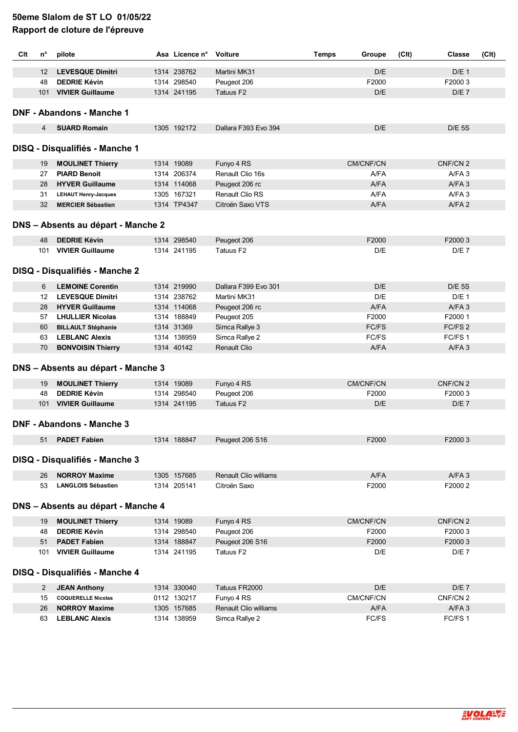# 50eme Slalom de ST LO 01/05/22

## Rapport de cloture de l'épreuve

| Clt | n° | pilote | Asa | Licence n° | Voiture | Temps | Groupe | (Clt) | Classe | (Clt) |
|---|---|---|---|---|---|---|---|---|---|---|
| | 12 | **LEVESQUE Dimitri** | 1314 | 238762 | Martini MK31 | | D/E | | D/E 1 | |
| | 48 | **DEDRIE Kévin** | 1314 | 298540 | Peugeot 206 | | F2000 | | F2000 3 | |
| | 101 | **VIVIER Guillaume** | 1314 | 241195 | Tatuus F2 | | D/E | | D/E 7 | |

## DNF - Abandons - Manche 1

| | | | | | | |
|---|---|---|---|---|---|---|
| 4 | **SUARD Romain** | 1305 | 192172 | Dallara F393 Evo 394 | D/E | D/E 5S |

## DISQ - Disqualifiés - Manche 1

| | | | | | | |
|---|---|---|---|---|---|---|
| 19 | **MOULINET Thierry** | 1314 | 19089 | Funyo 4 RS | CM/CNF/CN | CNF/CN 2 |
| 27 | **PIARD Benoit** | 1314 | 206374 | Renault Clio 16s | A/FA | A/FA 3 |
| 28 | **HYVER Guillaume** | 1314 | 114068 | Peugeot 206 rc | A/FA | A/FA 3 |
| 31 | **LEHAUT Henry-Jacques** | 1305 | 167321 | Renault Clio RS | A/FA | A/FA 3 |
| 32 | **MERCIER Sébastien** | 1314 | TP4347 | Citroën Saxo VTS | A/FA | A/FA 2 |

## DNS – Absents au départ - Manche 2

| | | | | | | |
|---|---|---|---|---|---|---|
| 48 | **DEDRIE Kévin** | 1314 | 298540 | Peugeot 206 | F2000 | F2000 3 |
| 101 | **VIVIER Guillaume** | 1314 | 241195 | Tatuus F2 | D/E | D/E 7 |

## DISQ - Disqualifiés - Manche 2

| | | | | | | |
|---|---|---|---|---|---|---|
| 6 | **LEMOINE Corentin** | 1314 | 219990 | Dallara F399 Evo 301 | D/E | D/E 5S |
| 12 | **LEVESQUE Dimitri** | 1314 | 238762 | Martini MK31 | D/E | D/E 1 |
| 28 | **HYVER Guillaume** | 1314 | 114068 | Peugeot 206 rc | A/FA | A/FA 3 |
| 57 | **LHULLIER Nicolas** | 1314 | 188849 | Peugeot 205 | F2000 | F2000 1 |
| 60 | **BILLAULT Stéphanie** | 1314 | 31369 | Simca Rallye 3 | FC/FS | FC/FS 2 |
| 63 | **LEBLANC Alexis** | 1314 | 138959 | Simca Rallye 2 | FC/FS | FC/FS 1 |
| 70 | **BONVOISIN Thierry** | 1314 | 40142 | Renault Clio | A/FA | A/FA 3 |

## DNS – Absents au départ - Manche 3

| | | | | | | |
|---|---|---|---|---|---|---|
| 19 | **MOULINET Thierry** | 1314 | 19089 | Funyo 4 RS | CM/CNF/CN | CNF/CN 2 |
| 48 | **DEDRIE Kévin** | 1314 | 298540 | Peugeot 206 | F2000 | F2000 3 |
| 101 | **VIVIER Guillaume** | 1314 | 241195 | Tatuus F2 | D/E | D/E 7 |

## DNF - Abandons - Manche 3

| | | | | | | |
|---|---|---|---|---|---|---|
| 51 | **PADET Fabien** | 1314 | 188847 | Peugeot 206 S16 | F2000 | F2000 3 |

## DISQ - Disqualifiés - Manche 3

| | | | | | | |
|---|---|---|---|---|---|---|
| 26 | **NORROY Maxime** | 1305 | 157685 | Renault Clio williams | A/FA | A/FA 3 |
| 53 | **LANGLOIS Sébastien** | 1314 | 205141 | Citroën Saxo | F2000 | F2000 2 |

## DNS – Absents au départ - Manche 4

| | | | | | | |
|---|---|---|---|---|---|---|
| 19 | **MOULINET Thierry** | 1314 | 19089 | Funyo 4 RS | CM/CNF/CN | CNF/CN 2 |
| 48 | **DEDRIE Kévin** | 1314 | 298540 | Peugeot 206 | F2000 | F2000 3 |
| 51 | **PADET Fabien** | 1314 | 188847 | Peugeot 206 S16 | F2000 | F2000 3 |
| 101 | **VIVIER Guillaume** | 1314 | 241195 | Tatuus F2 | D/E | D/E 7 |

## DISQ - Disqualifiés - Manche 4

| | | | | | | |
|---|---|---|---|---|---|---|
| 2 | **JEAN Anthony** | 1314 | 330040 | Tatuus FR2000 | D/E | D/E 7 |
| 15 | **COQUERELLE Nicolas** | 0112 | 130217 | Funyo 4 RS | CM/CNF/CN | CNF/CN 2 |
| 26 | **NORROY Maxime** | 1305 | 157685 | Renault Clio williams | A/FA | A/FA 3 |
| 63 | **LEBLANC Alexis** | 1314 | 138959 | Simca Rallye 2 | FC/FS | FC/FS 1 |